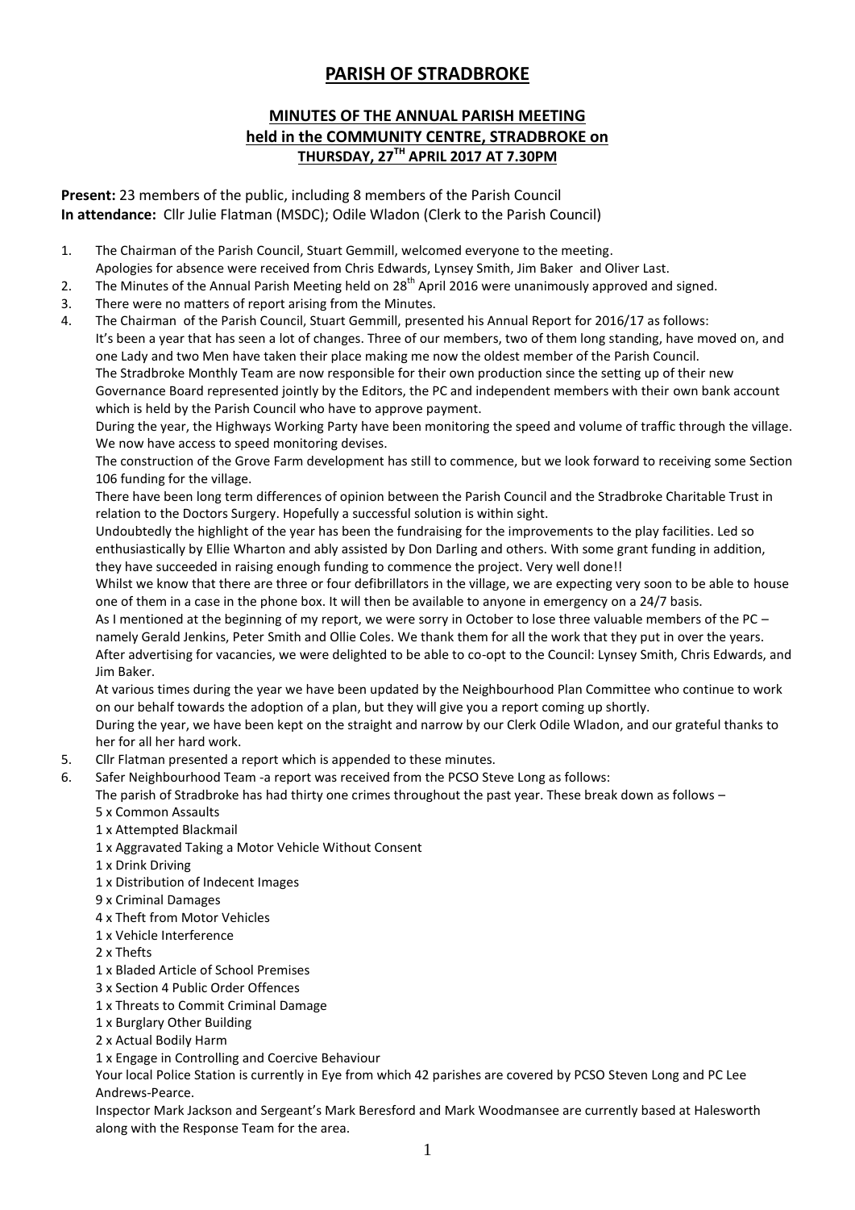# PARISH OF STRADBROKE

## MINUTES OF THE ANNUAL PARISH MEETING held in the COMMUNITY CENTRE, STRADBROKE on THURSDAY, 27TH APRIL 2017 AT 7.30PM

**Present:** 23 members of the public, including 8 members of the Parish Council
**In attendance:** Cllr Julie Flatman (MSDC); Odile Wladon (Clerk to the Parish Council)

1. The Chairman of the Parish Council, Stuart Gemmill, welcomed everyone to the meeting.
   Apologies for absence were received from Chris Edwards, Lynsey Smith, Jim Baker and Oliver Last.
2. The Minutes of the Annual Parish Meeting held on 28th April 2016 were unanimously approved and signed.
3. There were no matters of report arising from the Minutes.
4. The Chairman of the Parish Council, Stuart Gemmill, presented his Annual Report for 2016/17 as follows:
   It's been a year that has seen a lot of changes. Three of our members, two of them long standing, have moved on, and one Lady and two Men have taken their place making me now the oldest member of the Parish Council.
   The Stradbroke Monthly Team are now responsible for their own production since the setting up of their new Governance Board represented jointly by the Editors, the PC and independent members with their own bank account which is held by the Parish Council who have to approve payment.
   During the year, the Highways Working Party have been monitoring the speed and volume of traffic through the village. We now have access to speed monitoring devises.
   The construction of the Grove Farm development has still to commence, but we look forward to receiving some Section 106 funding for the village.
   There have been long term differences of opinion between the Parish Council and the Stradbroke Charitable Trust in relation to the Doctors Surgery. Hopefully a successful solution is within sight.
   Undoubtedly the highlight of the year has been the fundraising for the improvements to the play facilities. Led so enthusiastically by Ellie Wharton and ably assisted by Don Darling and others. With some grant funding in addition, they have succeeded in raising enough funding to commence the project. Very well done!!
   Whilst we know that there are three or four defibrillators in the village, we are expecting very soon to be able to house one of them in a case in the phone box. It will then be available to anyone in emergency on a 24/7 basis.
   As I mentioned at the beginning of my report, we were sorry in October to lose three valuable members of the PC – namely Gerald Jenkins, Peter Smith and Ollie Coles. We thank them for all the work that they put in over the years. After advertising for vacancies, we were delighted to be able to co-opt to the Council: Lynsey Smith, Chris Edwards, and Jim Baker.
   At various times during the year we have been updated by the Neighbourhood Plan Committee who continue to work on our behalf towards the adoption of a plan, but they will give you a report coming up shortly.
   During the year, we have been kept on the straight and narrow by our Clerk Odile Wladon, and our grateful thanks to her for all her hard work.
5. Cllr Flatman presented a report which is appended to these minutes.
6. Safer Neighbourhood Team -a report was received from the PCSO Steve Long as follows:
   The parish of Stradbroke has had thirty one crimes throughout the past year. These break down as follows –
   5 x Common Assaults
   1 x Attempted Blackmail
   1 x Aggravated Taking a Motor Vehicle Without Consent
   1 x Drink Driving
   1 x Distribution of Indecent Images
   9 x Criminal Damages
   4 x Theft from Motor Vehicles
   1 x Vehicle Interference
   2 x Thefts
   1 x Bladed Article of School Premises
   3 x Section 4 Public Order Offences
   1 x Threats to Commit Criminal Damage
   1 x Burglary Other Building
   2 x Actual Bodily Harm
   1 x Engage in Controlling and Coercive Behaviour
   Your local Police Station is currently in Eye from which 42 parishes are covered by PCSO Steven Long and PC Lee Andrews-Pearce.
   Inspector Mark Jackson and Sergeant's Mark Beresford and Mark Woodmansee are currently based at Halesworth along with the Response Team for the area.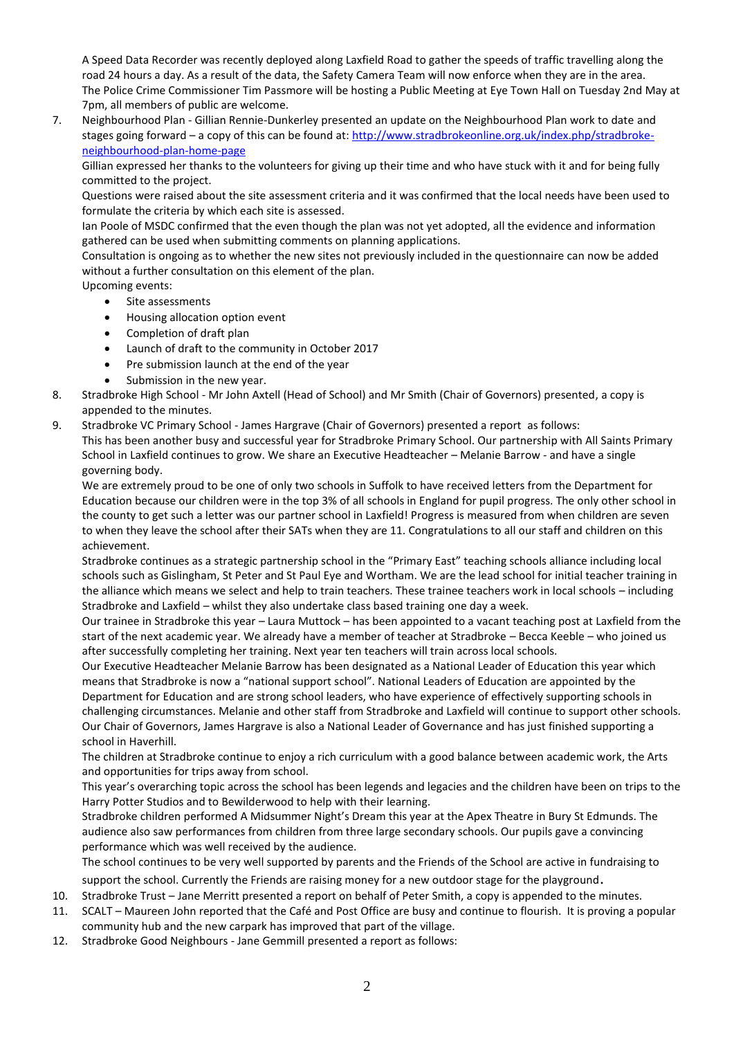A Speed Data Recorder was recently deployed along Laxfield Road to gather the speeds of traffic travelling along the road 24 hours a day. As a result of the data, the Safety Camera Team will now enforce when they are in the area. The Police Crime Commissioner Tim Passmore will be hosting a Public Meeting at Eye Town Hall on Tuesday 2nd May at 7pm, all members of public are welcome.

7. Neighbourhood Plan - Gillian Rennie-Dunkerley presented an update on the Neighbourhood Plan work to date and stages going forward – a copy of this can be found at: [http://www.stradbrokeonline.org.uk/index.php/stradbroke-neighbourhood-plan-home-page](http://www.stradbrokeonline.org.uk/index.php/stradbroke-neighbourhood-plan-home-page)

   Gillian expressed her thanks to the volunteers for giving up their time and who have stuck with it and for being fully committed to the project.

   Questions were raised about the site assessment criteria and it was confirmed that the local needs have been used to formulate the criteria by which each site is assessed.

   Ian Poole of MSDC confirmed that the even though the plan was not yet adopted, all the evidence and information gathered can be used when submitting comments on planning applications.

   Consultation is ongoing as to whether the new sites not previously included in the questionnaire can now be added without a further consultation on this element of the plan.

   Upcoming events:
   - Site assessments
   - Housing allocation option event
   - Completion of draft plan
   - Launch of draft to the community in October 2017
   - Pre submission launch at the end of the year
   - Submission in the new year.

8. Stradbroke High School - Mr John Axtell (Head of School) and Mr Smith (Chair of Governors) presented, a copy is appended to the minutes.

9. Stradbroke VC Primary School - James Hargrave (Chair of Governors) presented a report as follows:

   This has been another busy and successful year for Stradbroke Primary School. Our partnership with All Saints Primary School in Laxfield continues to grow. We share an Executive Headteacher – Melanie Barrow - and have a single governing body.

   We are extremely proud to be one of only two schools in Suffolk to have received letters from the Department for Education because our children were in the top 3% of all schools in England for pupil progress. The only other school in the county to get such a letter was our partner school in Laxfield! Progress is measured from when children are seven to when they leave the school after their SATs when they are 11. Congratulations to all our staff and children on this achievement.

   Stradbroke continues as a strategic partnership school in the "Primary East" teaching schools alliance including local schools such as Gislingham, St Peter and St Paul Eye and Wortham. We are the lead school for initial teacher training in the alliance which means we select and help to train teachers. These trainee teachers work in local schools – including Stradbroke and Laxfield – whilst they also undertake class based training one day a week.

   Our trainee in Stradbroke this year – Laura Muttock – has been appointed to a vacant teaching post at Laxfield from the start of the next academic year. We already have a member of teacher at Stradbroke – Becca Keeble – who joined us after successfully completing her training. Next year ten teachers will train across local schools.

   Our Executive Headteacher Melanie Barrow has been designated as a National Leader of Education this year which means that Stradbroke is now a "national support school". National Leaders of Education are appointed by the Department for Education and are strong school leaders, who have experience of effectively supporting schools in challenging circumstances. Melanie and other staff from Stradbroke and Laxfield will continue to support other schools. Our Chair of Governors, James Hargrave is also a National Leader of Governance and has just finished supporting a school in Haverhill.

   The children at Stradbroke continue to enjoy a rich curriculum with a good balance between academic work, the Arts and opportunities for trips away from school.

   This year's overarching topic across the school has been legends and legacies and the children have been on trips to the Harry Potter Studios and to Bewilderwood to help with their learning.

   Stradbroke children performed A Midsummer Night's Dream this year at the Apex Theatre in Bury St Edmunds. The audience also saw performances from children from three large secondary schools. Our pupils gave a convincing performance which was well received by the audience.

   The school continues to be very well supported by parents and the Friends of the School are active in fundraising to support the school. Currently the Friends are raising money for a new outdoor stage for the playground**.**

10. Stradbroke Trust – Jane Merritt presented a report on behalf of Peter Smith, a copy is appended to the minutes.

11. SCALT – Maureen John reported that the Café and Post Office are busy and continue to flourish. It is proving a popular community hub and the new carpark has improved that part of the village.

12. Stradbroke Good Neighbours - Jane Gemmill presented a report as follows: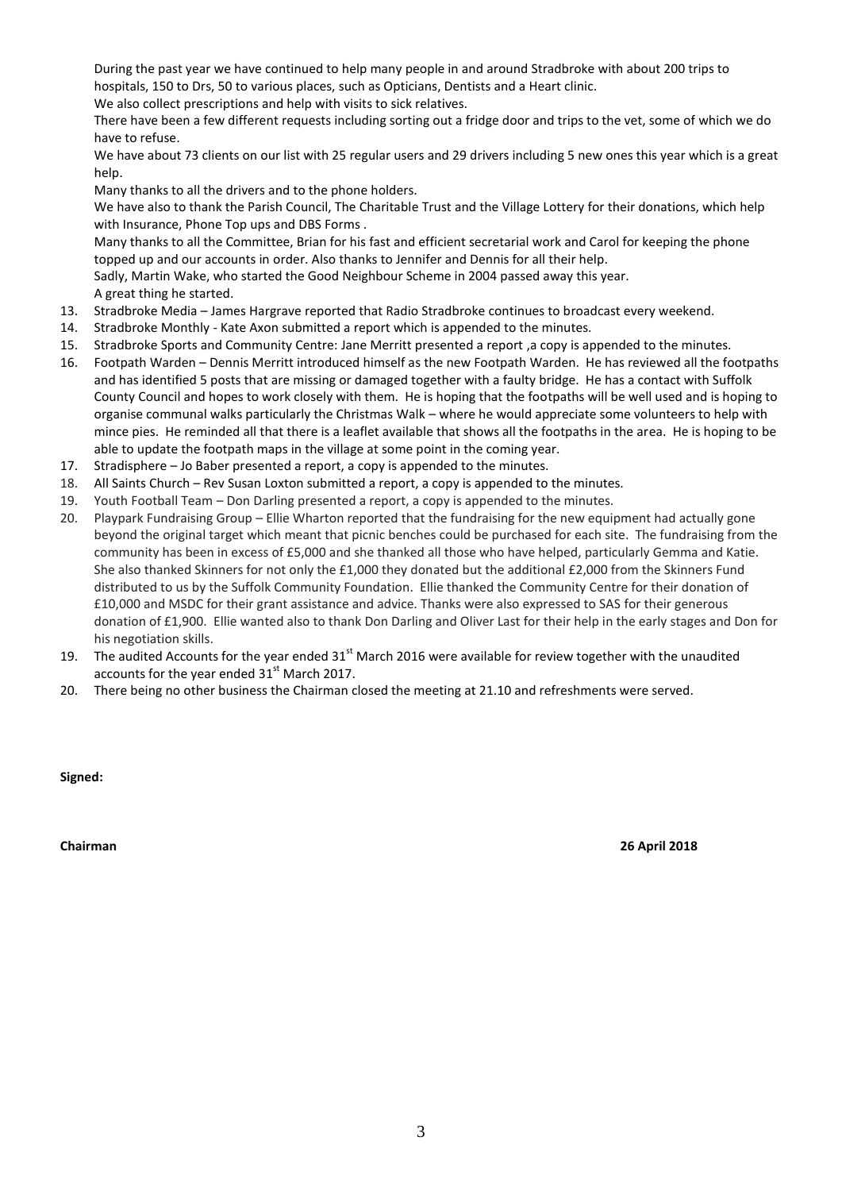During the past year we have continued to help many people in and around Stradbroke with about 200 trips to hospitals, 150 to Drs, 50 to various places, such as Opticians, Dentists and a Heart clinic.

We also collect prescriptions and help with visits to sick relatives.

There have been a few different requests including sorting out a fridge door and trips to the vet, some of which we do have to refuse.

We have about 73 clients on our list with 25 regular users and 29 drivers including 5 new ones this year which is a great help.

Many thanks to all the drivers and to the phone holders.

We have also to thank the Parish Council, The Charitable Trust and the Village Lottery for their donations, which help with Insurance, Phone Top ups and DBS Forms .

Many thanks to all the Committee, Brian for his fast and efficient secretarial work and Carol for keeping the phone topped up and our accounts in order. Also thanks to Jennifer and Dennis for all their help.

Sadly, Martin Wake, who started the Good Neighbour Scheme in 2004 passed away this year.

A great thing he started.

13. Stradbroke Media – James Hargrave reported that Radio Stradbroke continues to broadcast every weekend.
14. Stradbroke Monthly - Kate Axon submitted a report which is appended to the minutes.
15. Stradbroke Sports and Community Centre: Jane Merritt presented a report ,a copy is appended to the minutes.
16. Footpath Warden – Dennis Merritt introduced himself as the new Footpath Warden. He has reviewed all the footpaths and has identified 5 posts that are missing or damaged together with a faulty bridge. He has a contact with Suffolk County Council and hopes to work closely with them. He is hoping that the footpaths will be well used and is hoping to organise communal walks particularly the Christmas Walk – where he would appreciate some volunteers to help with mince pies. He reminded all that there is a leaflet available that shows all the footpaths in the area. He is hoping to be able to update the footpath maps in the village at some point in the coming year.
17. Stradisphere – Jo Baber presented a report, a copy is appended to the minutes.
18. All Saints Church – Rev Susan Loxton submitted a report, a copy is appended to the minutes.
19. Youth Football Team – Don Darling presented a report, a copy is appended to the minutes.
20. Playpark Fundraising Group – Ellie Wharton reported that the fundraising for the new equipment had actually gone beyond the original target which meant that picnic benches could be purchased for each site. The fundraising from the community has been in excess of £5,000 and she thanked all those who have helped, particularly Gemma and Katie. She also thanked Skinners for not only the £1,000 they donated but the additional £2,000 from the Skinners Fund distributed to us by the Suffolk Community Foundation. Ellie thanked the Community Centre for their donation of £10,000 and MSDC for their grant assistance and advice. Thanks were also expressed to SAS for their generous donation of £1,900. Ellie wanted also to thank Don Darling and Oliver Last for their help in the early stages and Don for his negotiation skills.

19. The audited Accounts for the year ended 31st March 2016 were available for review together with the unaudited accounts for the year ended 31st March 2017.
20. There being no other business the Chairman closed the meeting at 21.10 and refreshments were served.

**Signed:**

**Chairman** **26 April 2018**